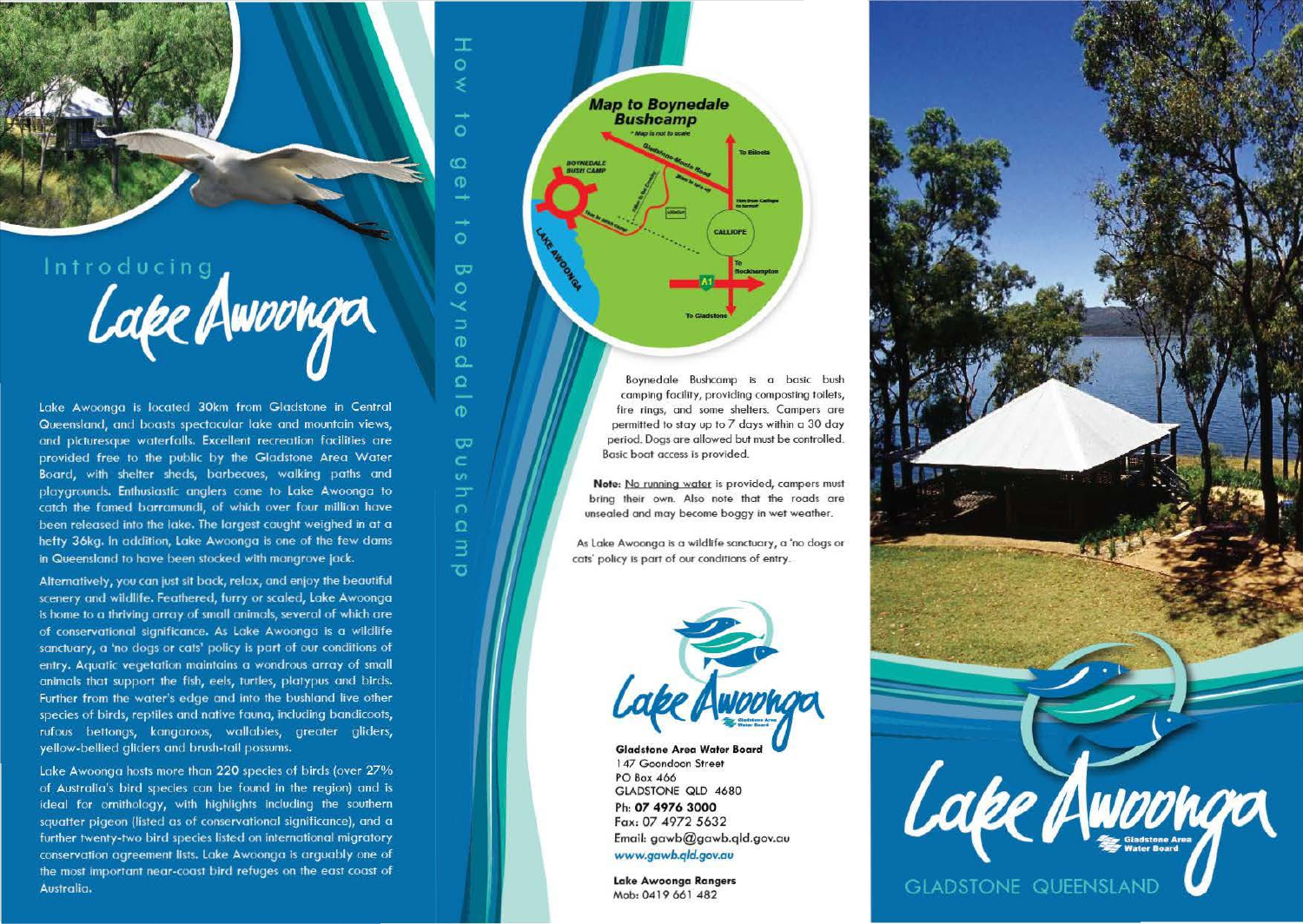# Introducing Lake Awoonga

Lake Awoonga is located 30km from Gladstone in Central Queensland, and boasts spectacular lake and mountain views, and picturesque waterfalls. Excellent recreation facilities are provided free to the public by the Gladstone Area Water Board, with shelter sheds, barbecues, walking paths and playgrounds. Enthusiastic anglers come to Lake Awoonga to catch the famed barramundi, of which over four million have been released into the lake. The largest caught weighed in at a hefty 36kg. In addition, Lake Awoonga is one of the few dams in Queensland to have been stocked with mangrove jack.

Alternatively, you can just sit back, relax, and enjoy the beautiful scenery and wildlife. Feathered, furry or scaled, Lake Awoonga is home to a thriving array of small animals, several of which are of conservational significance. As Lake Awoonga is a wildlife sanctuary, a 'no dogs or cats' policy is part of our conditions of entry. Aquatic vegetation maintains a wondrous array of small animals that support the fish, eels, turtles, platypus and birds. Further from the water's edge and into the bushland live other species of birds, reptiles and native fauna, including bandicoots, rufous bettongs, kangaroos, wallabies, greater gliders, yellow-bellied gliders and brush-tail possums.

Lake Awoonga hosts more than 220 species of birds (over 27% of Australia's bird species can be found in the region) and is ideal for ornithology, with highlights including the southern squatter pigeon (listed as of conservational significance), and a further twenty-two bird species listed on international migratory conservation agreement lists. Lake Awoonga is arguably one of the most important near-coast bird refuges on the east coast of Australia.

## How to get to Boynedale Bushcamp

**Map to Boynedale Bushcamp**

\* Map is not to scale

Boynedale Bushcamp is a basic bush camping facility, providing composting toilets, fire rings, and some shelters. Campers are permitted to stay up to 7 days within a 30 day period. Dogs are allowed but must be controlled. Basic boat access is provided.

**Note:** No running water is provided, campers must bring their own. Also note that the roads are unsealed and may become boggy in wet weather.

As Lake Awoonga is a wildlife sanctuary, a 'no dogs or cats' policy is part of our conditions of entry.

**Gladstone Area Water Board**
147 Goondoon Street
PO Box 466
GLADSTONE QLD 4680
Ph: **07 4976 3000**
Fax: 07 4972 5632
Email: gawb@gawb.qld.gov.au
*www.gawb.qld.gov.au*

**Lake Awoonga Rangers**
Mob: 0419 661 482

# Lake Awoonga

GLADSTONE QUEENSLAND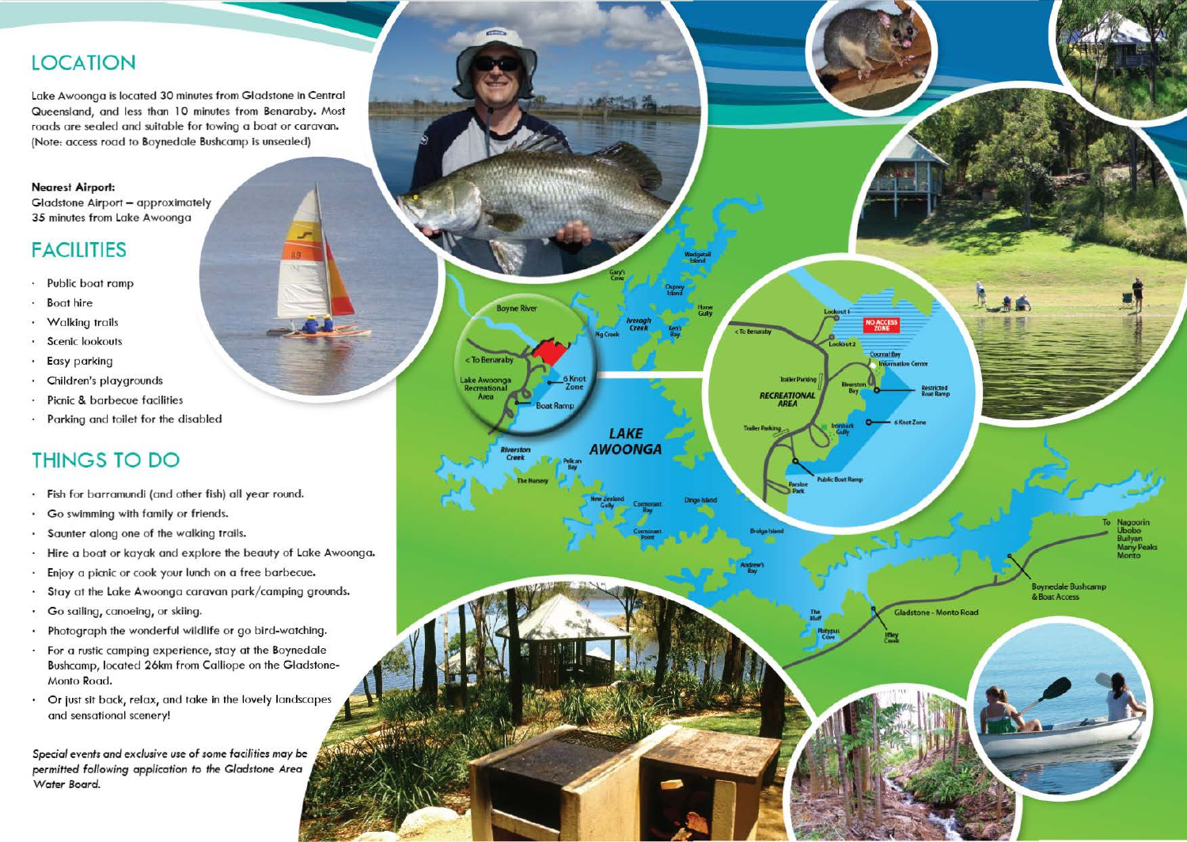## LOCATION

Lake Awoonga is located 30 minutes from Gladstone in Central Queensland, and less than 10 minutes from Benaraby. Most roads are sealed and suitable for towing a boat or caravan. (Note: access road to Boynedale Bushcamp is unsealed)

**Nearest Airport:**
Gladstone Airport – approximately 35 minutes from Lake Awoonga

## FACILITIES

- Public boat ramp
- Boat hire
- Walking trails
- Scenic lookouts
- Easy parking
- Children's playgrounds
- Picnic & barbecue facilities
- Parking and toilet for the disabled

## THINGS TO DO

- Fish for barramundi (and other fish) all year round.
- Go swimming with family or friends.
- Saunter along one of the walking trails.
- Hire a boat or kayak and explore the beauty of Lake Awoonga.
- Enjoy a picnic or cook your lunch on a free barbecue.
- Stay at the Lake Awoonga caravan park/camping grounds.
- Go sailing, canoeing, or skiing.
- Photograph the wonderful wildlife or go bird-watching.
- For a rustic camping experience, stay at the Boynedale Bushcamp, located 26km from Calliope on the Gladstone-Monto Road.
- Or just sit back, relax, and take in the lovely landscapes and sensational scenery!

*Special events and exclusive use of some facilities may be permitted following application to the Gladstone Area Water Board.*

LAKE AWOONGA

Boyne River
< To Benaraby
Lake Awoonga Recreational Area
6 Knot Zone
Boat Ramp
Gary's Cove
Wedgetail Island
Osprey Island
Horse Gully
Iveragh Creek
Pig Creek
Ken's Bay
Riverston Creek
Pelican Bay
The Nursery
New Zealand Gully
Cormorant Bay
Cormorant Point
Dingo Island
Brolga Island
Andrew's Bay
The Bluff
Platypus Cove
Iffley Creek
Gladstone - Monto Road
Boynedale Bushcamp & Boat Access
To Nagoorin Ubobo Builyan Many Peaks Monto

< To Benaraby
Lookout 1
Lookout 2
NO ACCESS ZONE
Coorral Bay Information Centre
Trailer Parking
RECREATIONAL AREA
Riverston Bay
Restricted Boat Ramp
Ironbark Gully
6 Knot Zone
Trailer Parking
Public Boat Ramp
Parsloe Park